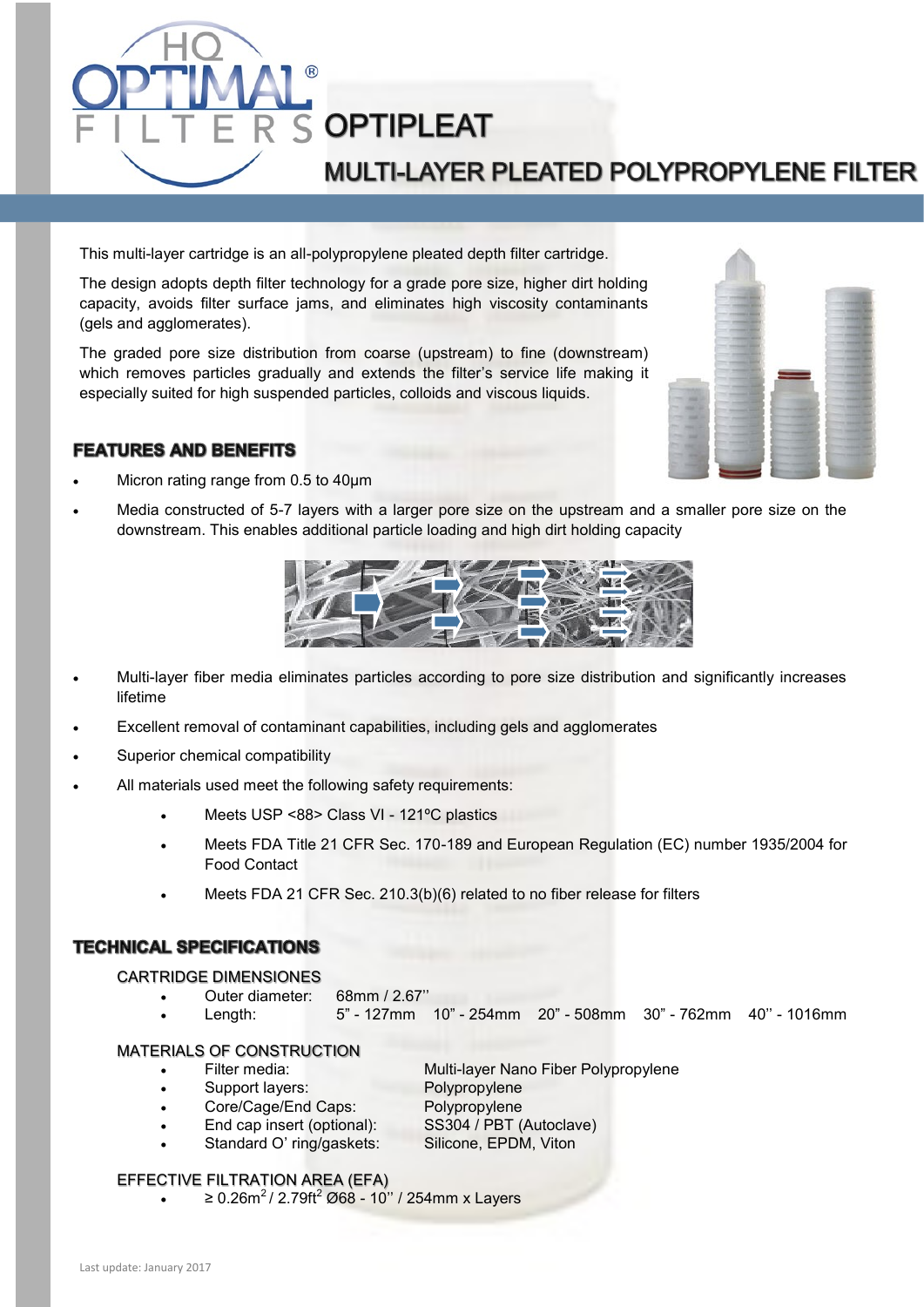# OPTIPLEAT

## MULTI-LAYER PLEATED POLYPROPYLENE FILTER

This multi-layer cartridge is an all-polypropylene pleated depth filter cartridge.

The design adopts depth filter technology for a grade pore size, higher dirt holding capacity, avoids filter surface jams, and eliminates high viscosity contaminants (gels and agglomerates).

The graded pore size distribution from coarse (upstream) to fine (downstream) which removes particles gradually and extends the filter's service life making it especially suited for high suspended particles, colloids and viscous liquids.

## FEATURES AND BENEFITS

- Micron rating range from 0.5 to 40µm
- Media constructed of 5-7 layers with a larger pore size on the upstream and a smaller pore size on the downstream. This enables additional particle loading and high dirt holding capacity
- Multi-layer fiber media eliminates particles according to pore size distribution and significantly increases lifetime
- Excellent removal of contaminant capabilities, including gels and agglomerates
- Superior chemical compatibility
- All materials used meet the following safety requirements:
  - Meets USP <88> Class VI - 121ºC plastics
  - Meets FDA Title 21 CFR Sec. 170-189 and European Regulation (EC) number 1935/2004 for Food Contact
  - Meets FDA 21 CFR Sec. 210.3(b)(6) related to no fiber release for filters

## TECHNICAL SPECIFICATIONS

### CARTRIDGE DIMENSIONES

- Outer diameter: 68mm / 2.67''
- Length: 5" - 127mm 10" - 254mm 20" - 508mm 30" - 762mm 40'' - 1016mm

### MATERIALS OF CONSTRUCTION

- Filter media: Multi-layer Nano Fiber Polypropylene
- Support layers: Polypropylene
- Core/Cage/End Caps: Polypropylene
- End cap insert (optional): SS304 / PBT (Autoclave)
- Standard O' ring/gaskets: Silicone, EPDM, Viton

### EFFECTIVE FILTRATION AREA (EFA)

- ≥ 0.26m$^2$ / 2.79ft$^2$ Ø68 - 10'' / 254mm x Layers

Last update: January 2017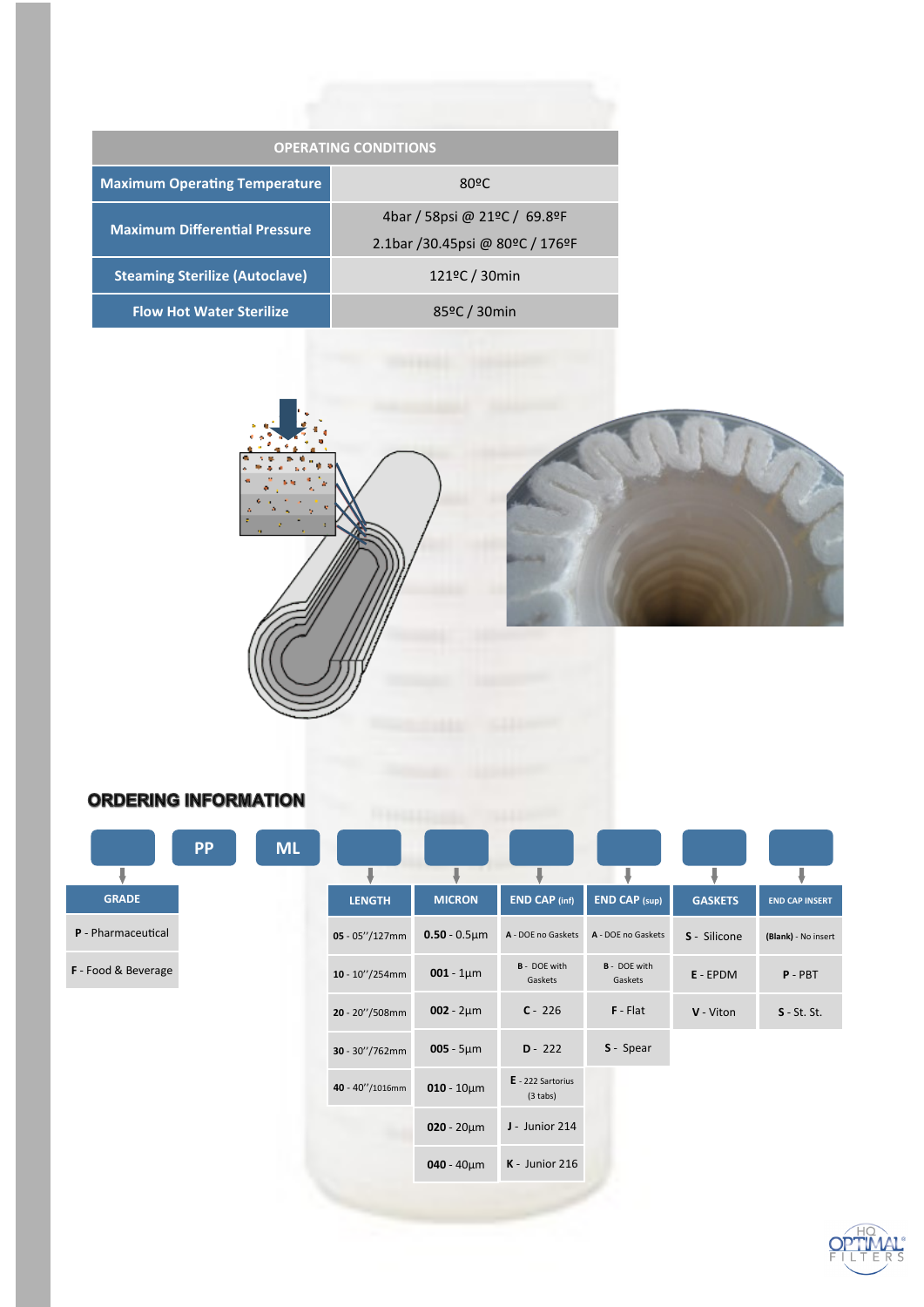| OPERATING CONDITIONS | |
|---|---|
| Maximum Operating Temperature | 80ºC |
| Maximum Differential Pressure | 4bar / 58psi @ 21ºC / 69.8ºF<br>2.1bar /30.45psi @ 80ºC / 176ºF |
| Steaming Sterilize (Autoclave) | 121ºC / 30min |
| Flow Hot Water Sterilize | 85ºC / 30min |

## ORDERING INFORMATION

| | PP | ML | | | | | | |
|---|---|---|---|---|---|---|---|---|
| GRADE | | | LENGTH | MICRON | END CAP (inf) | END CAP (sup) | GASKETS | END CAP INSERT |
| P - Pharmaceutical | | | 05 - 05''/127mm | 0.50 - 0.5µm | A - DOE no Gaskets | A - DOE no Gaskets | S - Silicone | (Blank) - No insert |
| F - Food & Beverage | | | 10 - 10''/254mm | 001 - 1µm | B - DOE with Gaskets | B - DOE with Gaskets | E - EPDM | P - PBT |
| | | | 20 - 20''/508mm | 002 - 2µm | C - 226 | F - Flat | V - Viton | S - St. St. |
| | | | 30 - 30''/762mm | 005 - 5µm | D - 222 | S - Spear | | |
| | | | 40 - 40''/1016mm | 010 - 10µm | E - 222 Sartorius (3 tabs) | | | |
| | | | | 020 - 20µm | J - Junior 214 | | | |
| | | | | 040 - 40µm | K - Junior 216 | | | |

HQ OPTIMAL FILTERS